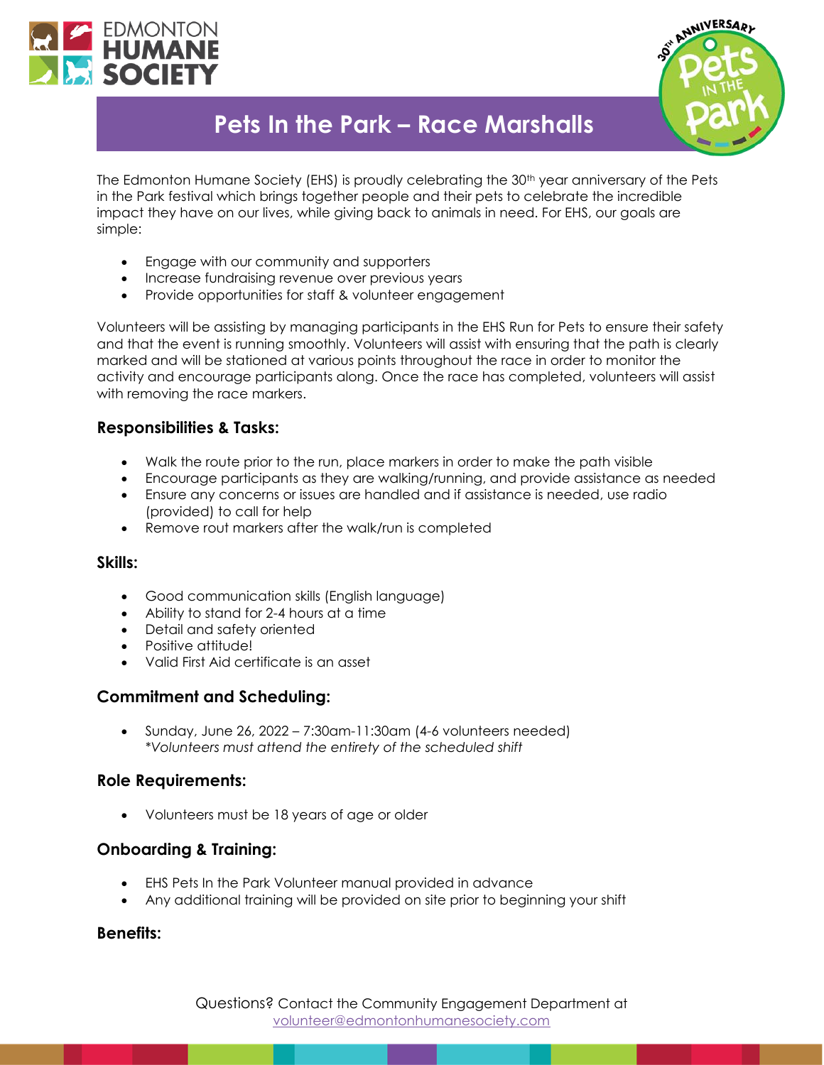# Pets In the Park – Race Marshalls

The Edmonton Humane Society (EHS) is proudly celebrating the 30th year anniversary of the Pets in the Park festival which brings together people and their pets to celebrate the incredible impact they have on our lives, while giving back to animals in need. For EHS, our goals are simple:

- Engage with our community and supporters
- Increase fundraising revenue over previous years
- Provide opportunities for staff & volunteer engagement

Volunteers will be assisting by managing participants in the EHS Run for Pets to ensure their safety and that the event is running smoothly. Volunteers will assist with ensuring that the path is clearly marked and will be stationed at various points throughout the race in order to monitor the activity and encourage participants along. Once the race has completed, volunteers will assist with removing the race markers.

### Responsibilities & Tasks:

- Walk the route prior to the run, place markers in order to make the path visible
- Encourage participants as they are walking/running, and provide assistance as needed
- Ensure any concerns or issues are handled and if assistance is needed, use radio (provided) to call for help
- Remove rout markers after the walk/run is completed

### Skills:

- Good communication skills (English language)
- Ability to stand for 2-4 hours at a time
- Detail and safety oriented
- Positive attitude!
- Valid First Aid certificate is an asset

### Commitment and Scheduling:

- Sunday, June 26, 2022 – 7:30am-11:30am (4-6 volunteers needed)
  *\*Volunteers must attend the entirety of the scheduled shift*

### Role Requirements:

- Volunteers must be 18 years of age or older

### Onboarding & Training:

- EHS Pets In the Park Volunteer manual provided in advance
- Any additional training will be provided on site prior to beginning your shift

### Benefits:

Questions? Contact the Community Engagement Department at volunteer@edmontonhumanesociety.com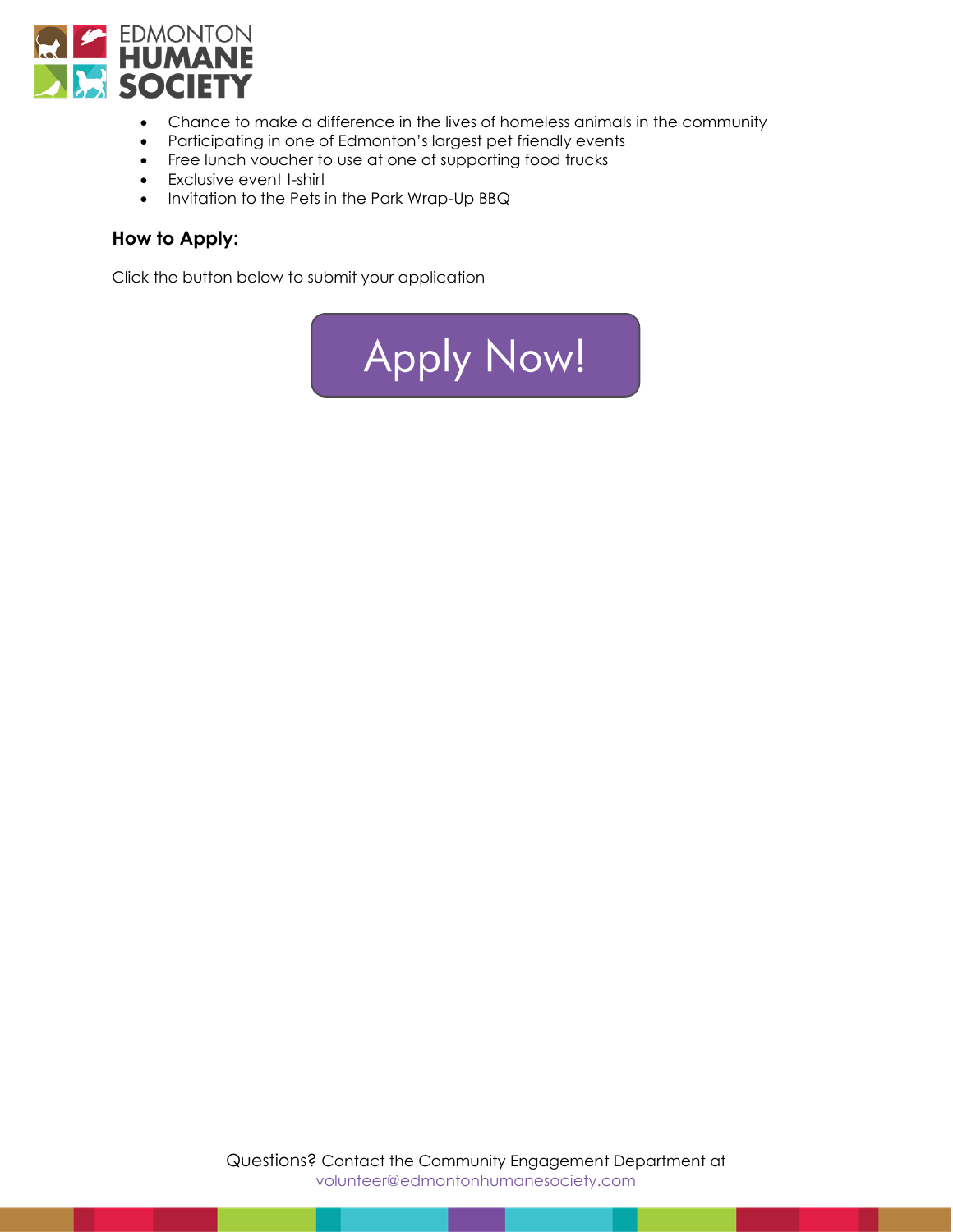- Chance to make a difference in the lives of homeless animals in the community
- Participating in one of Edmonton's largest pet friendly events
- Free lunch voucher to use at one of supporting food trucks
- Exclusive event t-shirt
- Invitation to the Pets in the Park Wrap-Up BBQ

**How to Apply:**

Click the button below to submit your application

Apply Now!

Questions? Contact the Community Engagement Department at volunteer@edmontonhumanesociety.com